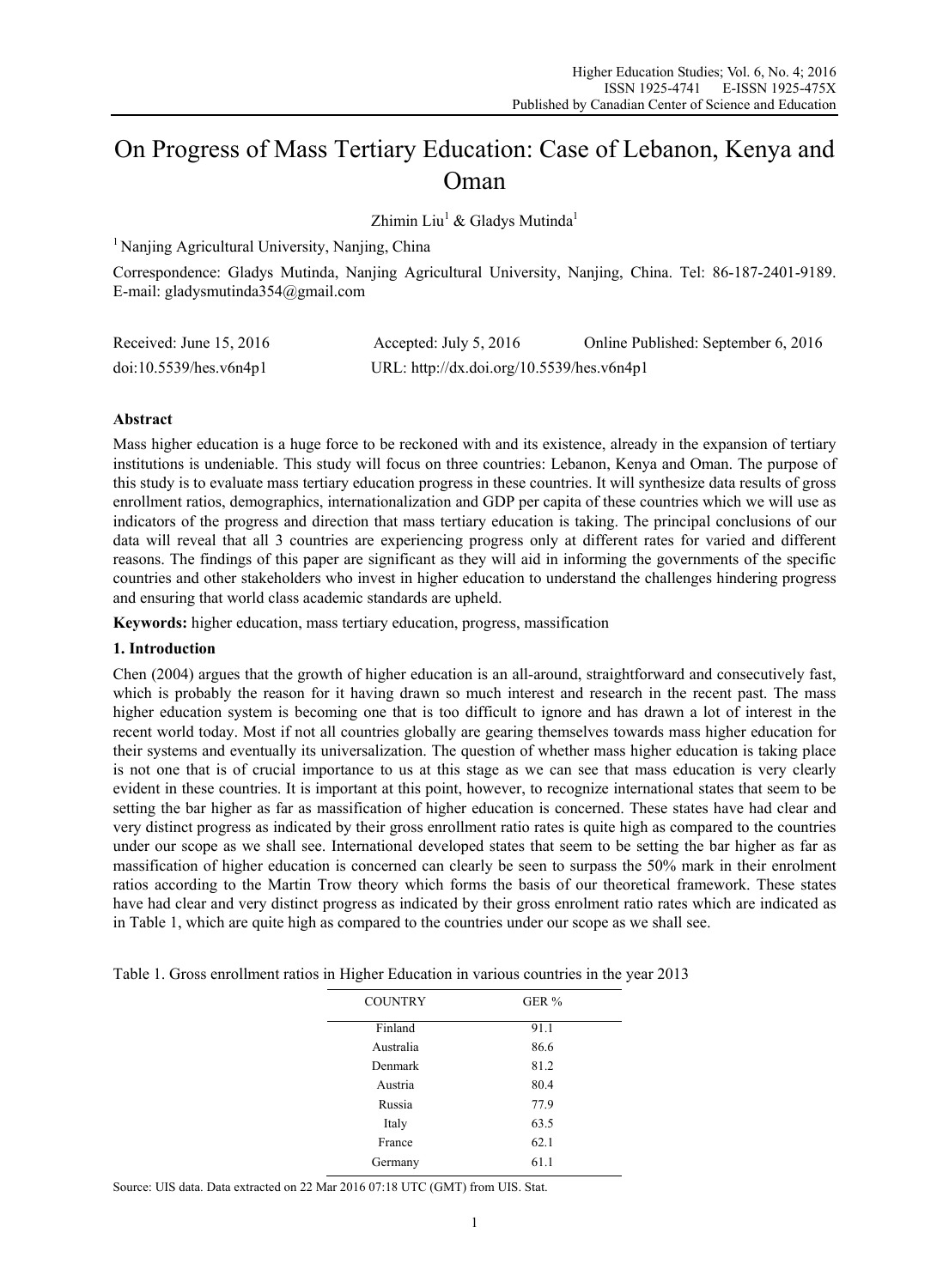# On Progress of Mass Tertiary Education: Case of Lebanon, Kenya and Oman

Zhimin Liu[1] & Gladys Mutinda[1]

[1] Nanjing Agricultural University, Nanjing, China

Correspondence: Gladys Mutinda, Nanjing Agricultural University, Nanjing, China. Tel: 86-187-2401-9189. E-mail: gladysmutinda354@gmail.com

Received: June 15, 2016 Accepted: July 5, 2016 Online Published: September 6, 2016

doi:10.5539/hes.v6n4p1 URL: http://dx.doi.org/10.5539/hes.v6n4p1

## Abstract

Mass higher education is a huge force to be reckoned with and its existence, already in the expansion of tertiary institutions is undeniable. This study will focus on three countries: Lebanon, Kenya and Oman. The purpose of this study is to evaluate mass tertiary education progress in these countries. It will synthesize data results of gross enrollment ratios, demographics, internationalization and GDP per capita of these countries which we will use as indicators of the progress and direction that mass tertiary education is taking. The principal conclusions of our data will reveal that all 3 countries are experiencing progress only at different rates for varied and different reasons. The findings of this paper are significant as they will aid in informing the governments of the specific countries and other stakeholders who invest in higher education to understand the challenges hindering progress and ensuring that world class academic standards are upheld.

**Keywords:** higher education, mass tertiary education, progress, massification

## 1. Introduction

Chen (2004) argues that the growth of higher education is an all-around, straightforward and consecutively fast, which is probably the reason for it having drawn so much interest and research in the recent past. The mass higher education system is becoming one that is too difficult to ignore and has drawn a lot of interest in the recent world today. Most if not all countries globally are gearing themselves towards mass higher education for their systems and eventually its universalization. The question of whether mass higher education is taking place is not one that is of crucial importance to us at this stage as we can see that mass education is very clearly evident in these countries. It is important at this point, however, to recognize international states that seem to be setting the bar higher as far as massification of higher education is concerned. These states have had clear and very distinct progress as indicated by their gross enrollment ratio rates is quite high as compared to the countries under our scope as we shall see. International developed states that seem to be setting the bar higher as far as massification of higher education is concerned can clearly be seen to surpass the 50% mark in their enrolment ratios according to the Martin Trow theory which forms the basis of our theoretical framework. These states have had clear and very distinct progress as indicated by their gross enrolment ratio rates which are indicated as in Table 1, which are quite high as compared to the countries under our scope as we shall see.

Table 1. Gross enrollment ratios in Higher Education in various countries in the year 2013

| COUNTRY | GER % |
|---|---|
| Finland | 91.1 |
| Australia | 86.6 |
| Denmark | 81.2 |
| Austria | 80.4 |
| Russia | 77.9 |
| Italy | 63.5 |
| France | 62.1 |
| Germany | 61.1 |

Source: UIS data. Data extracted on 22 Mar 2016 07:18 UTC (GMT) from UIS. Stat.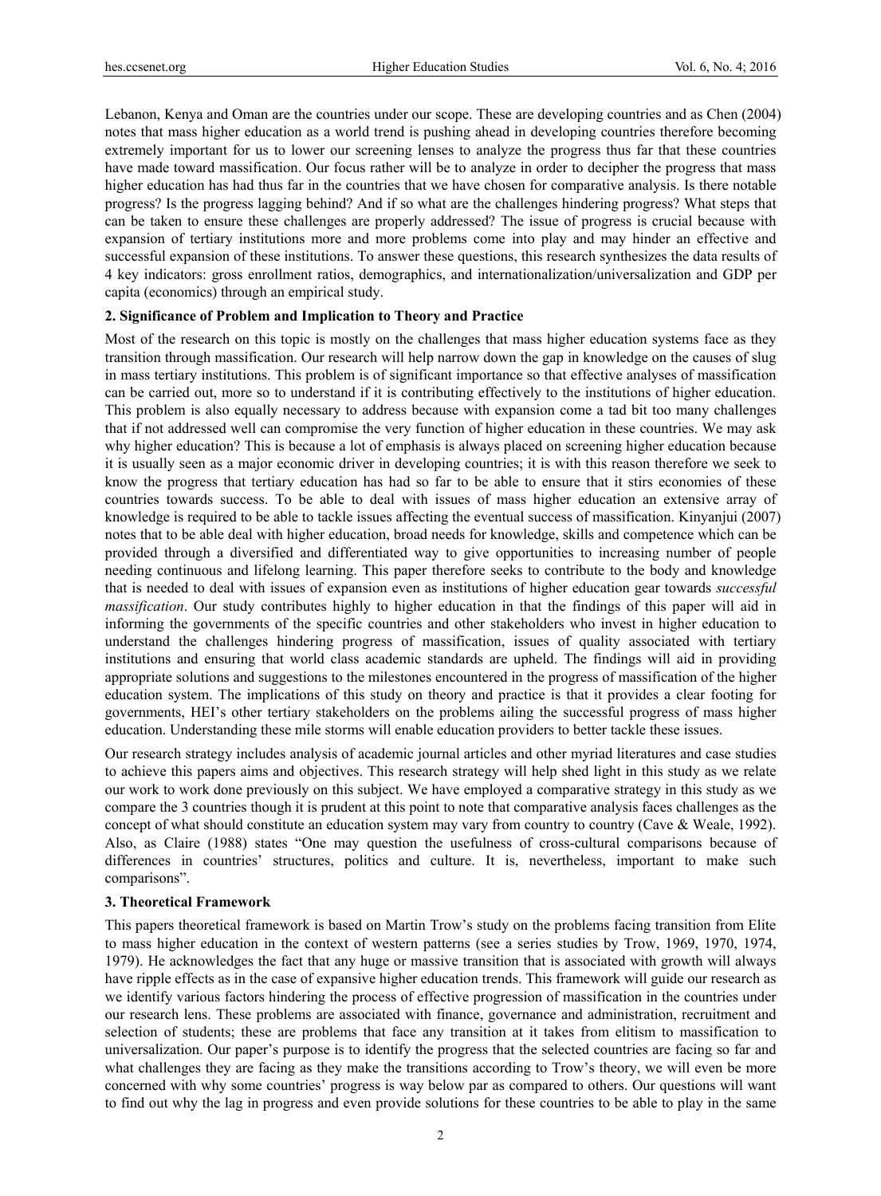Lebanon, Kenya and Oman are the countries under our scope. These are developing countries and as Chen (2004) notes that mass higher education as a world trend is pushing ahead in developing countries therefore becoming extremely important for us to lower our screening lenses to analyze the progress thus far that these countries have made toward massification. Our focus rather will be to analyze in order to decipher the progress that mass higher education has had thus far in the countries that we have chosen for comparative analysis. Is there notable progress? Is the progress lagging behind? And if so what are the challenges hindering progress? What steps that can be taken to ensure these challenges are properly addressed? The issue of progress is crucial because with expansion of tertiary institutions more and more problems come into play and may hinder an effective and successful expansion of these institutions. To answer these questions, this research synthesizes the data results of 4 key indicators: gross enrollment ratios, demographics, and internationalization/universalization and GDP per capita (economics) through an empirical study.

## 2. Significance of Problem and Implication to Theory and Practice

Most of the research on this topic is mostly on the challenges that mass higher education systems face as they transition through massification. Our research will help narrow down the gap in knowledge on the causes of slug in mass tertiary institutions. This problem is of significant importance so that effective analyses of massification can be carried out, more so to understand if it is contributing effectively to the institutions of higher education. This problem is also equally necessary to address because with expansion come a tad bit too many challenges that if not addressed well can compromise the very function of higher education in these countries. We may ask why higher education? This is because a lot of emphasis is always placed on screening higher education because it is usually seen as a major economic driver in developing countries; it is with this reason therefore we seek to know the progress that tertiary education has had so far to be able to ensure that it stirs economies of these countries towards success. To be able to deal with issues of mass higher education an extensive array of knowledge is required to be able to tackle issues affecting the eventual success of massification. Kinyanjui (2007) notes that to be able deal with higher education, broad needs for knowledge, skills and competence which can be provided through a diversified and differentiated way to give opportunities to increasing number of people needing continuous and lifelong learning. This paper therefore seeks to contribute to the body and knowledge that is needed to deal with issues of expansion even as institutions of higher education gear towards *successful massification*. Our study contributes highly to higher education in that the findings of this paper will aid in informing the governments of the specific countries and other stakeholders who invest in higher education to understand the challenges hindering progress of massification, issues of quality associated with tertiary institutions and ensuring that world class academic standards are upheld. The findings will aid in providing appropriate solutions and suggestions to the milestones encountered in the progress of massification of the higher education system. The implications of this study on theory and practice is that it provides a clear footing for governments, HEI's other tertiary stakeholders on the problems ailing the successful progress of mass higher education. Understanding these mile storms will enable education providers to better tackle these issues.

Our research strategy includes analysis of academic journal articles and other myriad literatures and case studies to achieve this papers aims and objectives. This research strategy will help shed light in this study as we relate our work to work done previously on this subject. We have employed a comparative strategy in this study as we compare the 3 countries though it is prudent at this point to note that comparative analysis faces challenges as the concept of what should constitute an education system may vary from country to country (Cave & Weale, 1992). Also, as Claire (1988) states "One may question the usefulness of cross-cultural comparisons because of differences in countries' structures, politics and culture. It is, nevertheless, important to make such comparisons".

## 3. Theoretical Framework

This papers theoretical framework is based on Martin Trow's study on the problems facing transition from Elite to mass higher education in the context of western patterns (see a series studies by Trow, 1969, 1970, 1974, 1979). He acknowledges the fact that any huge or massive transition that is associated with growth will always have ripple effects as in the case of expansive higher education trends. This framework will guide our research as we identify various factors hindering the process of effective progression of massification in the countries under our research lens. These problems are associated with finance, governance and administration, recruitment and selection of students; these are problems that face any transition at it takes from elitism to massification to universalization. Our paper's purpose is to identify the progress that the selected countries are facing so far and what challenges they are facing as they make the transitions according to Trow's theory, we will even be more concerned with why some countries' progress is way below par as compared to others. Our questions will want to find out why the lag in progress and even provide solutions for these countries to be able to play in the same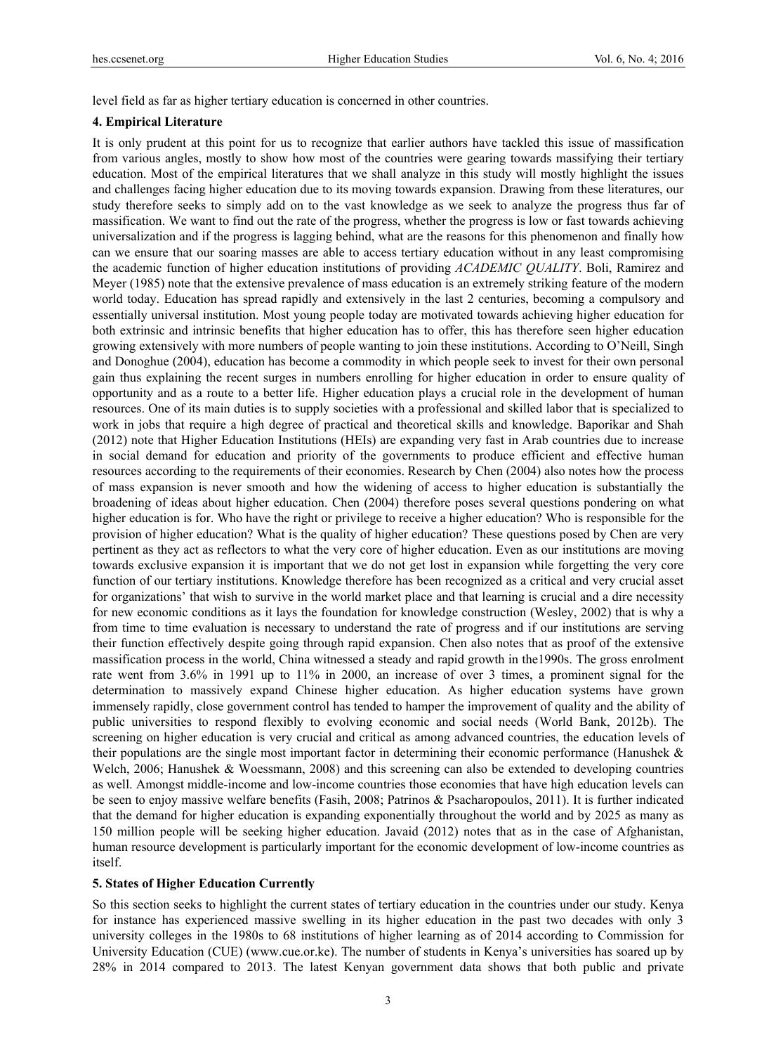level field as far as higher tertiary education is concerned in other countries.

## 4. Empirical Literature

It is only prudent at this point for us to recognize that earlier authors have tackled this issue of massification from various angles, mostly to show how most of the countries were gearing towards massifying their tertiary education. Most of the empirical literatures that we shall analyze in this study will mostly highlight the issues and challenges facing higher education due to its moving towards expansion. Drawing from these literatures, our study therefore seeks to simply add on to the vast knowledge as we seek to analyze the progress thus far of massification. We want to find out the rate of the progress, whether the progress is low or fast towards achieving universalization and if the progress is lagging behind, what are the reasons for this phenomenon and finally how can we ensure that our soaring masses are able to access tertiary education without in any least compromising the academic function of higher education institutions of providing *ACADEMIC QUALITY*. Boli, Ramirez and Meyer (1985) note that the extensive prevalence of mass education is an extremely striking feature of the modern world today. Education has spread rapidly and extensively in the last 2 centuries, becoming a compulsory and essentially universal institution. Most young people today are motivated towards achieving higher education for both extrinsic and intrinsic benefits that higher education has to offer, this has therefore seen higher education growing extensively with more numbers of people wanting to join these institutions. According to O'Neill, Singh and Donoghue (2004), education has become a commodity in which people seek to invest for their own personal gain thus explaining the recent surges in numbers enrolling for higher education in order to ensure quality of opportunity and as a route to a better life. Higher education plays a crucial role in the development of human resources. One of its main duties is to supply societies with a professional and skilled labor that is specialized to work in jobs that require a high degree of practical and theoretical skills and knowledge. Baporikar and Shah (2012) note that Higher Education Institutions (HEIs) are expanding very fast in Arab countries due to increase in social demand for education and priority of the governments to produce efficient and effective human resources according to the requirements of their economies. Research by Chen (2004) also notes how the process of mass expansion is never smooth and how the widening of access to higher education is substantially the broadening of ideas about higher education. Chen (2004) therefore poses several questions pondering on what higher education is for. Who have the right or privilege to receive a higher education? Who is responsible for the provision of higher education? What is the quality of higher education? These questions posed by Chen are very pertinent as they act as reflectors to what the very core of higher education. Even as our institutions are moving towards exclusive expansion it is important that we do not get lost in expansion while forgetting the very core function of our tertiary institutions. Knowledge therefore has been recognized as a critical and very crucial asset for organizations' that wish to survive in the world market place and that learning is crucial and a dire necessity for new economic conditions as it lays the foundation for knowledge construction (Wesley, 2002) that is why a from time to time evaluation is necessary to understand the rate of progress and if our institutions are serving their function effectively despite going through rapid expansion. Chen also notes that as proof of the extensive massification process in the world, China witnessed a steady and rapid growth in the1990s. The gross enrolment rate went from 3.6% in 1991 up to 11% in 2000, an increase of over 3 times, a prominent signal for the determination to massively expand Chinese higher education. As higher education systems have grown immensely rapidly, close government control has tended to hamper the improvement of quality and the ability of public universities to respond flexibly to evolving economic and social needs (World Bank, 2012b). The screening on higher education is very crucial and critical as among advanced countries, the education levels of their populations are the single most important factor in determining their economic performance (Hanushek & Welch, 2006; Hanushek & Woessmann, 2008) and this screening can also be extended to developing countries as well. Amongst middle-income and low-income countries those economies that have high education levels can be seen to enjoy massive welfare benefits (Fasih, 2008; Patrinos & Psacharopoulos, 2011). It is further indicated that the demand for higher education is expanding exponentially throughout the world and by 2025 as many as 150 million people will be seeking higher education. Javaid (2012) notes that as in the case of Afghanistan, human resource development is particularly important for the economic development of low-income countries as itself.

## 5. States of Higher Education Currently

So this section seeks to highlight the current states of tertiary education in the countries under our study. Kenya for instance has experienced massive swelling in its higher education in the past two decades with only 3 university colleges in the 1980s to 68 institutions of higher learning as of 2014 according to Commission for University Education (CUE) (www.cue.or.ke). The number of students in Kenya's universities has soared up by 28% in 2014 compared to 2013. The latest Kenyan government data shows that both public and private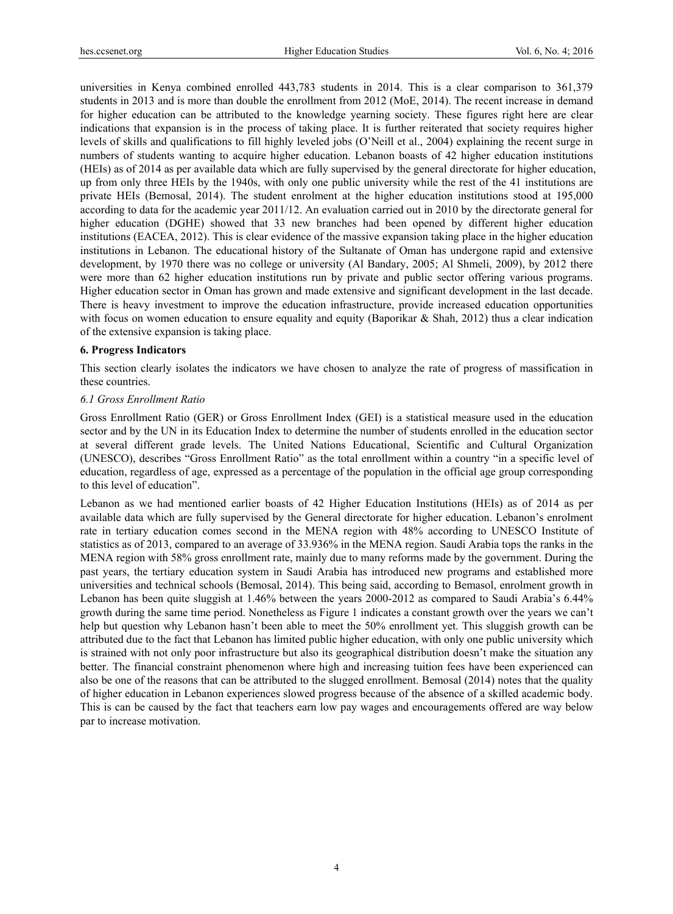universities in Kenya combined enrolled 443,783 students in 2014. This is a clear comparison to 361,379 students in 2013 and is more than double the enrollment from 2012 (MoE, 2014). The recent increase in demand for higher education can be attributed to the knowledge yearning society. These figures right here are clear indications that expansion is in the process of taking place. It is further reiterated that society requires higher levels of skills and qualifications to fill highly leveled jobs (O'Neill et al., 2004) explaining the recent surge in numbers of students wanting to acquire higher education. Lebanon boasts of 42 higher education institutions (HEIs) as of 2014 as per available data which are fully supervised by the general directorate for higher education, up from only three HEIs by the 1940s, with only one public university while the rest of the 41 institutions are private HEIs (Bemosal, 2014). The student enrolment at the higher education institutions stood at 195,000 according to data for the academic year 2011/12. An evaluation carried out in 2010 by the directorate general for higher education (DGHE) showed that 33 new branches had been opened by different higher education institutions (EACEA, 2012). This is clear evidence of the massive expansion taking place in the higher education institutions in Lebanon. The educational history of the Sultanate of Oman has undergone rapid and extensive development, by 1970 there was no college or university (Al Bandary, 2005; Al Shmeli, 2009), by 2012 there were more than 62 higher education institutions run by private and public sector offering various programs. Higher education sector in Oman has grown and made extensive and significant development in the last decade. There is heavy investment to improve the education infrastructure, provide increased education opportunities with focus on women education to ensure equality and equity (Baporikar & Shah, 2012) thus a clear indication of the extensive expansion is taking place.

## 6. Progress Indicators

This section clearly isolates the indicators we have chosen to analyze the rate of progress of massification in these countries.

### 6.1 Gross Enrollment Ratio

Gross Enrollment Ratio (GER) or Gross Enrollment Index (GEI) is a statistical measure used in the education sector and by the UN in its Education Index to determine the number of students enrolled in the education sector at several different grade levels. The United Nations Educational, Scientific and Cultural Organization (UNESCO), describes "Gross Enrollment Ratio" as the total enrollment within a country "in a specific level of education, regardless of age, expressed as a percentage of the population in the official age group corresponding to this level of education".

Lebanon as we had mentioned earlier boasts of 42 Higher Education Institutions (HEIs) as of 2014 as per available data which are fully supervised by the General directorate for higher education. Lebanon's enrolment rate in tertiary education comes second in the MENA region with 48% according to UNESCO Institute of statistics as of 2013, compared to an average of 33.936% in the MENA region. Saudi Arabia tops the ranks in the MENA region with 58% gross enrollment rate, mainly due to many reforms made by the government. During the past years, the tertiary education system in Saudi Arabia has introduced new programs and established more universities and technical schools (Bemosal, 2014). This being said, according to Bemasol, enrolment growth in Lebanon has been quite sluggish at 1.46% between the years 2000-2012 as compared to Saudi Arabia's 6.44% growth during the same time period. Nonetheless as Figure 1 indicates a constant growth over the years we can't help but question why Lebanon hasn't been able to meet the 50% enrollment yet. This sluggish growth can be attributed due to the fact that Lebanon has limited public higher education, with only one public university which is strained with not only poor infrastructure but also its geographical distribution doesn't make the situation any better. The financial constraint phenomenon where high and increasing tuition fees have been experienced can also be one of the reasons that can be attributed to the slugged enrollment. Bemosal (2014) notes that the quality of higher education in Lebanon experiences slowed progress because of the absence of a skilled academic body. This is can be caused by the fact that teachers earn low pay wages and encouragements offered are way below par to increase motivation.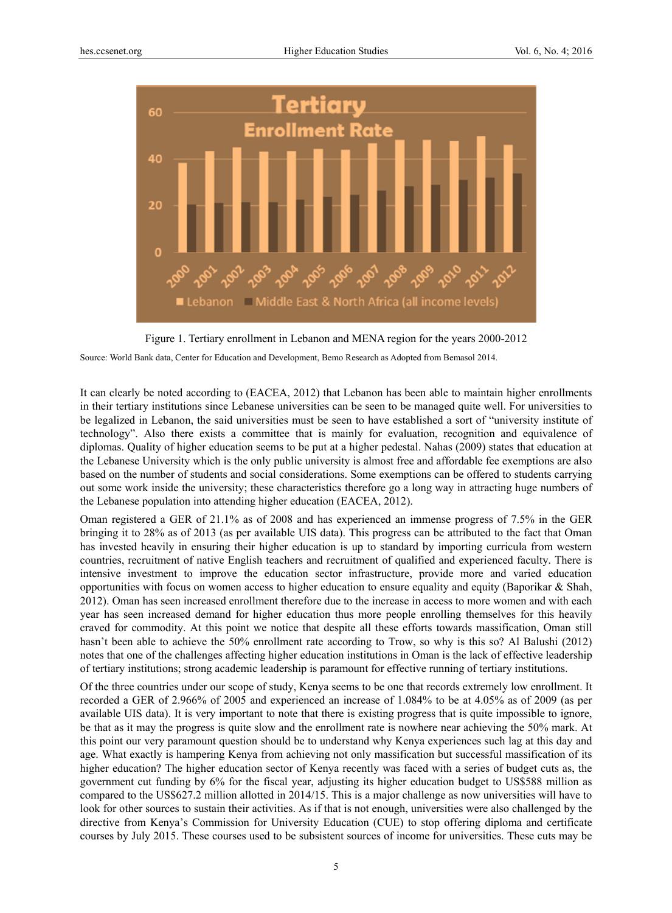Figure 1. Tertiary enrollment in Lebanon and MENA region for the years 2000-2012

Source: World Bank data, Center for Education and Development, Bemo Research as Adopted from Bemasol 2014.

It can clearly be noted according to (EACEA, 2012) that Lebanon has been able to maintain higher enrollments in their tertiary institutions since Lebanese universities can be seen to be managed quite well. For universities to be legalized in Lebanon, the said universities must be seen to have established a sort of "university institute of technology". Also there exists a committee that is mainly for evaluation, recognition and equivalence of diplomas. Quality of higher education seems to be put at a higher pedestal. Nahas (2009) states that education at the Lebanese University which is the only public university is almost free and affordable fee exemptions are also based on the number of students and social considerations. Some exemptions can be offered to students carrying out some work inside the university; these characteristics therefore go a long way in attracting huge numbers of the Lebanese population into attending higher education (EACEA, 2012).

Oman registered a GER of 21.1% as of 2008 and has experienced an immense progress of 7.5% in the GER bringing it to 28% as of 2013 (as per available UIS data). This progress can be attributed to the fact that Oman has invested heavily in ensuring their higher education is up to standard by importing curricula from western countries, recruitment of native English teachers and recruitment of qualified and experienced faculty. There is intensive investment to improve the education sector infrastructure, provide more and varied education opportunities with focus on women access to higher education to ensure equality and equity (Baporikar & Shah, 2012). Oman has seen increased enrollment therefore due to the increase in access to more women and with each year has seen increased demand for higher education thus more people enrolling themselves for this heavily craved for commodity. At this point we notice that despite all these efforts towards massification, Oman still hasn't been able to achieve the 50% enrollment rate according to Trow, so why is this so? Al Balushi (2012) notes that one of the challenges affecting higher education institutions in Oman is the lack of effective leadership of tertiary institutions; strong academic leadership is paramount for effective running of tertiary institutions.

Of the three countries under our scope of study, Kenya seems to be one that records extremely low enrollment. It recorded a GER of 2.966% of 2005 and experienced an increase of 1.084% to be at 4.05% as of 2009 (as per available UIS data). It is very important to note that there is existing progress that is quite impossible to ignore, be that as it may the progress is quite slow and the enrollment rate is nowhere near achieving the 50% mark. At this point our very paramount question should be to understand why Kenya experiences such lag at this day and age. What exactly is hampering Kenya from achieving not only massification but successful massification of its higher education? The higher education sector of Kenya recently was faced with a series of budget cuts as, the government cut funding by 6% for the fiscal year, adjusting its higher education budget to US$588 million as compared to the US$627.2 million allotted in 2014/15. This is a major challenge as now universities will have to look for other sources to sustain their activities. As if that is not enough, universities were also challenged by the directive from Kenya's Commission for University Education (CUE) to stop offering diploma and certificate courses by July 2015. These courses used to be subsistent sources of income for universities. These cuts may be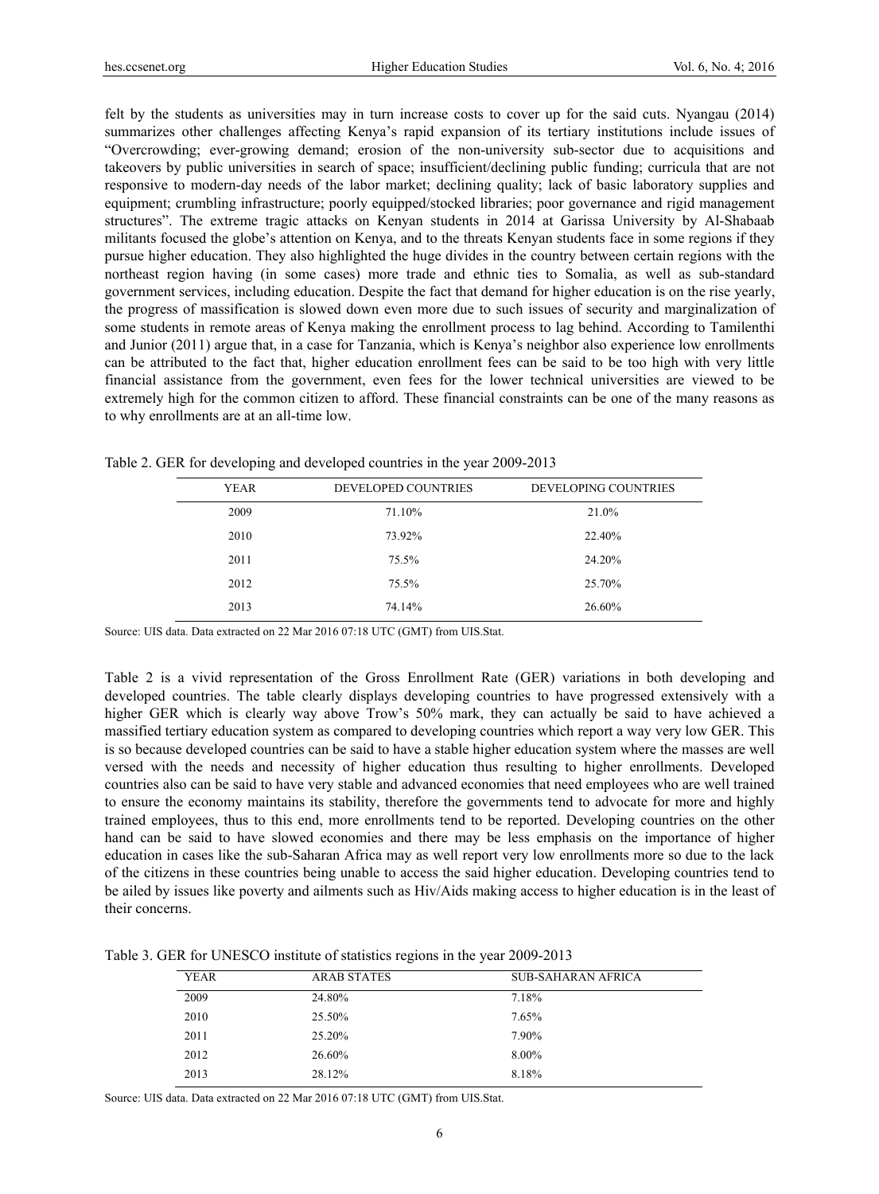felt by the students as universities may in turn increase costs to cover up for the said cuts. Nyangau (2014) summarizes other challenges affecting Kenya's rapid expansion of its tertiary institutions include issues of "Overcrowding; ever-growing demand; erosion of the non-university sub-sector due to acquisitions and takeovers by public universities in search of space; insufficient/declining public funding; curricula that are not responsive to modern-day needs of the labor market; declining quality; lack of basic laboratory supplies and equipment; crumbling infrastructure; poorly equipped/stocked libraries; poor governance and rigid management structures". The extreme tragic attacks on Kenyan students in 2014 at Garissa University by Al-Shabaab militants focused the globe's attention on Kenya, and to the threats Kenyan students face in some regions if they pursue higher education. They also highlighted the huge divides in the country between certain regions with the northeast region having (in some cases) more trade and ethnic ties to Somalia, as well as sub-standard government services, including education. Despite the fact that demand for higher education is on the rise yearly, the progress of massification is slowed down even more due to such issues of security and marginalization of some students in remote areas of Kenya making the enrollment process to lag behind. According to Tamilenthi and Junior (2011) argue that, in a case for Tanzania, which is Kenya's neighbor also experience low enrollments can be attributed to the fact that, higher education enrollment fees can be said to be too high with very little financial assistance from the government, even fees for the lower technical universities are viewed to be extremely high for the common citizen to afford. These financial constraints can be one of the many reasons as to why enrollments are at an all-time low.

Table 2. GER for developing and developed countries in the year 2009-2013

| YEAR | DEVELOPED COUNTRIES | DEVELOPING COUNTRIES |
|---|---|---|
| 2009 | 71.10% | 21.0% |
| 2010 | 73.92% | 22.40% |
| 2011 | 75.5% | 24.20% |
| 2012 | 75.5% | 25.70% |
| 2013 | 74.14% | 26.60% |

Source: UIS data. Data extracted on 22 Mar 2016 07:18 UTC (GMT) from UIS.Stat.

Table 2 is a vivid representation of the Gross Enrollment Rate (GER) variations in both developing and developed countries. The table clearly displays developing countries to have progressed extensively with a higher GER which is clearly way above Trow's 50% mark, they can actually be said to have achieved a massified tertiary education system as compared to developing countries which report a way very low GER. This is so because developed countries can be said to have a stable higher education system where the masses are well versed with the needs and necessity of higher education thus resulting to higher enrollments. Developed countries also can be said to have very stable and advanced economies that need employees who are well trained to ensure the economy maintains its stability, therefore the governments tend to advocate for more and highly trained employees, thus to this end, more enrollments tend to be reported. Developing countries on the other hand can be said to have slowed economies and there may be less emphasis on the importance of higher education in cases like the sub-Saharan Africa may as well report very low enrollments more so due to the lack of the citizens in these countries being unable to access the said higher education. Developing countries tend to be ailed by issues like poverty and ailments such as Hiv/Aids making access to higher education is in the least of their concerns.

Table 3. GER for UNESCO institute of statistics regions in the year 2009-2013

| YEAR | ARAB STATES | SUB-SAHARAN AFRICA |
|---|---|---|
| 2009 | 24.80% | 7.18% |
| 2010 | 25.50% | 7.65% |
| 2011 | 25.20% | 7.90% |
| 2012 | 26.60% | 8.00% |
| 2013 | 28.12% | 8.18% |

Source: UIS data. Data extracted on 22 Mar 2016 07:18 UTC (GMT) from UIS.Stat.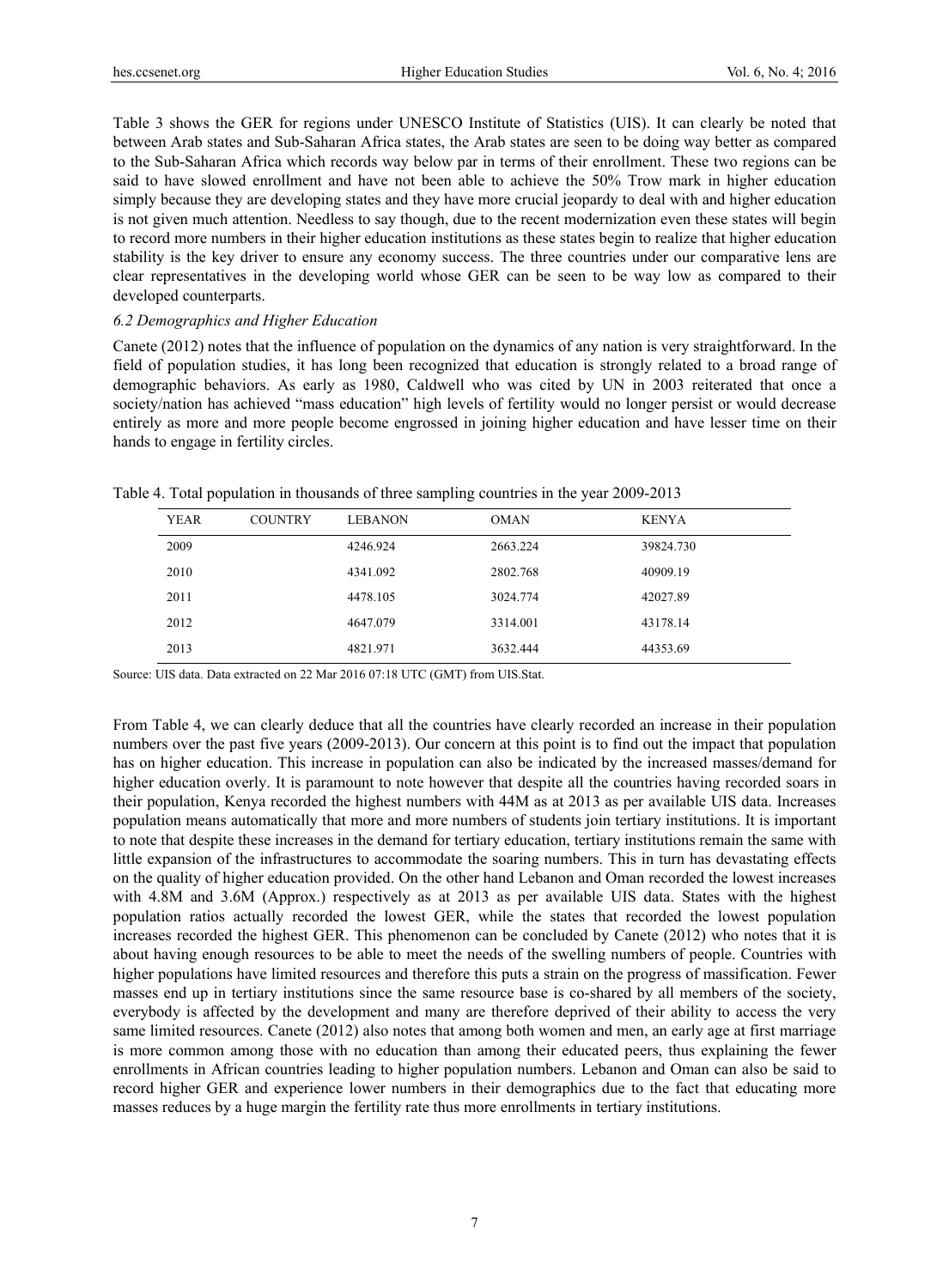Table 3 shows the GER for regions under UNESCO Institute of Statistics (UIS). It can clearly be noted that between Arab states and Sub-Saharan Africa states, the Arab states are seen to be doing way better as compared to the Sub-Saharan Africa which records way below par in terms of their enrollment. These two regions can be said to have slowed enrollment and have not been able to achieve the 50% Trow mark in higher education simply because they are developing states and they have more crucial jeopardy to deal with and higher education is not given much attention. Needless to say though, due to the recent modernization even these states will begin to record more numbers in their higher education institutions as these states begin to realize that higher education stability is the key driver to ensure any economy success. The three countries under our comparative lens are clear representatives in the developing world whose GER can be seen to be way low as compared to their developed counterparts.

### *6.2 Demographics and Higher Education*

Canete (2012) notes that the influence of population on the dynamics of any nation is very straightforward. In the field of population studies, it has long been recognized that education is strongly related to a broad range of demographic behaviors. As early as 1980, Caldwell who was cited by UN in 2003 reiterated that once a society/nation has achieved "mass education" high levels of fertility would no longer persist or would decrease entirely as more and more people become engrossed in joining higher education and have lesser time on their hands to engage in fertility circles.

Table 4. Total population in thousands of three sampling countries in the year 2009-2013

| YEAR | COUNTRY | LEBANON | OMAN | KENYA |
|---|---|---|---|---|
| 2009 | | 4246.924 | 2663.224 | 39824.730 |
| 2010 | | 4341.092 | 2802.768 | 40909.19 |
| 2011 | | 4478.105 | 3024.774 | 42027.89 |
| 2012 | | 4647.079 | 3314.001 | 43178.14 |
| 2013 | | 4821.971 | 3632.444 | 44353.69 |

Source: UIS data. Data extracted on 22 Mar 2016 07:18 UTC (GMT) from UIS.Stat.

From Table 4, we can clearly deduce that all the countries have clearly recorded an increase in their population numbers over the past five years (2009-2013). Our concern at this point is to find out the impact that population has on higher education. This increase in population can also be indicated by the increased masses/demand for higher education overly. It is paramount to note however that despite all the countries having recorded soars in their population, Kenya recorded the highest numbers with 44M as at 2013 as per available UIS data. Increases population means automatically that more and more numbers of students join tertiary institutions. It is important to note that despite these increases in the demand for tertiary education, tertiary institutions remain the same with little expansion of the infrastructures to accommodate the soaring numbers. This in turn has devastating effects on the quality of higher education provided. On the other hand Lebanon and Oman recorded the lowest increases with 4.8M and 3.6M (Approx.) respectively as at 2013 as per available UIS data. States with the highest population ratios actually recorded the lowest GER, while the states that recorded the lowest population increases recorded the highest GER. This phenomenon can be concluded by Canete (2012) who notes that it is about having enough resources to be able to meet the needs of the swelling numbers of people. Countries with higher populations have limited resources and therefore this puts a strain on the progress of massification. Fewer masses end up in tertiary institutions since the same resource base is co-shared by all members of the society, everybody is affected by the development and many are therefore deprived of their ability to access the very same limited resources. Canete (2012) also notes that among both women and men, an early age at first marriage is more common among those with no education than among their educated peers, thus explaining the fewer enrollments in African countries leading to higher population numbers. Lebanon and Oman can also be said to record higher GER and experience lower numbers in their demographics due to the fact that educating more masses reduces by a huge margin the fertility rate thus more enrollments in tertiary institutions.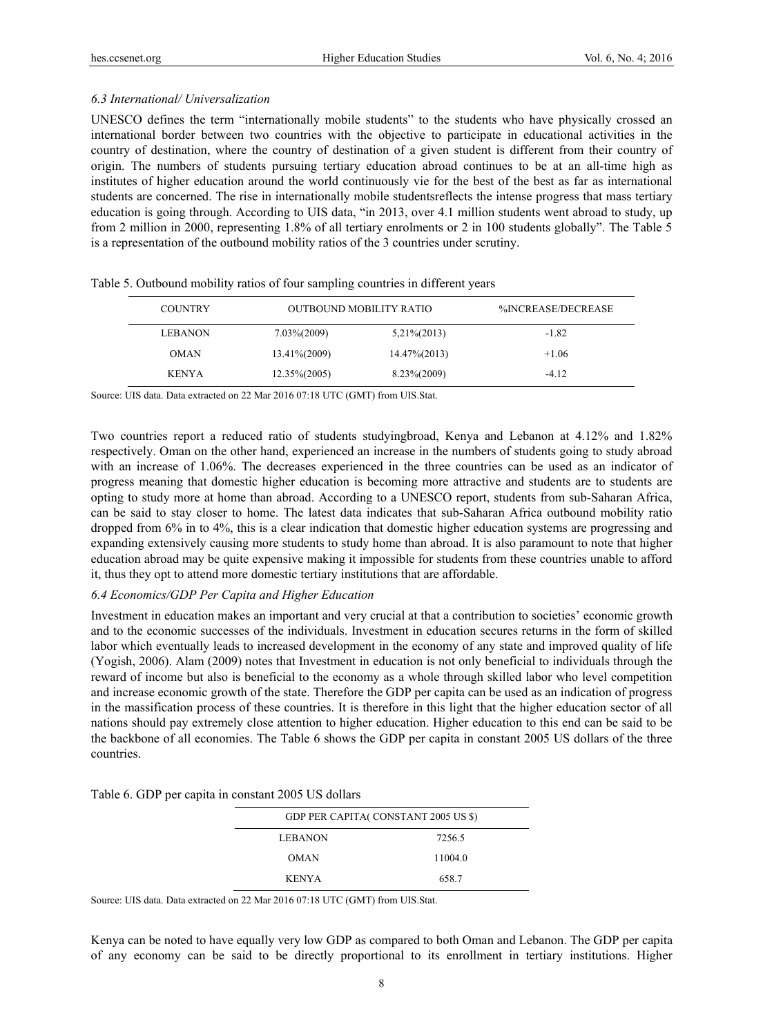### *6.3 International/ Universalization*

UNESCO defines the term "internationally mobile students" to the students who have physically crossed an international border between two countries with the objective to participate in educational activities in the country of destination, where the country of destination of a given student is different from their country of origin. The numbers of students pursuing tertiary education abroad continues to be at an all-time high as institutes of higher education around the world continuously vie for the best of the best as far as international students are concerned. The rise in internationally mobile studentsreflects the intense progress that mass tertiary education is going through. According to UIS data, "in 2013, over 4.1 million students went abroad to study, up from 2 million in 2000, representing 1.8% of all tertiary enrolments or 2 in 100 students globally". The Table 5 is a representation of the outbound mobility ratios of the 3 countries under scrutiny.

Table 5. Outbound mobility ratios of four sampling countries in different years

| COUNTRY | OUTBOUND MOBILITY RATIO | | %INCREASE/DECREASE |
|---|---|---|---|
| LEBANON | 7.03%(2009) | 5,21%(2013) | -1.82 |
| OMAN | 13.41%(2009) | 14.47%(2013) | +1.06 |
| KENYA | 12.35%(2005) | 8.23%(2009) | -4.12 |

Source: UIS data. Data extracted on 22 Mar 2016 07:18 UTC (GMT) from UIS.Stat.

Two countries report a reduced ratio of students studyingbroad, Kenya and Lebanon at 4.12% and 1.82% respectively. Oman on the other hand, experienced an increase in the numbers of students going to study abroad with an increase of 1.06%. The decreases experienced in the three countries can be used as an indicator of progress meaning that domestic higher education is becoming more attractive and students are to students are opting to study more at home than abroad. According to a UNESCO report, students from sub-Saharan Africa, can be said to stay closer to home. The latest data indicates that sub-Saharan Africa outbound mobility ratio dropped from 6% in to 4%, this is a clear indication that domestic higher education systems are progressing and expanding extensively causing more students to study home than abroad. It is also paramount to note that higher education abroad may be quite expensive making it impossible for students from these countries unable to afford it, thus they opt to attend more domestic tertiary institutions that are affordable.

### *6.4 Economics/GDP Per Capita and Higher Education*

Investment in education makes an important and very crucial at that a contribution to societies' economic growth and to the economic successes of the individuals. Investment in education secures returns in the form of skilled labor which eventually leads to increased development in the economy of any state and improved quality of life (Yogish, 2006). Alam (2009) notes that Investment in education is not only beneficial to individuals through the reward of income but also is beneficial to the economy as a whole through skilled labor who level competition and increase economic growth of the state. Therefore the GDP per capita can be used as an indication of progress in the massification process of these countries. It is therefore in this light that the higher education sector of all nations should pay extremely close attention to higher education. Higher education to this end can be said to be the backbone of all economies. The Table 6 shows the GDP per capita in constant 2005 US dollars of the three countries.

Table 6. GDP per capita in constant 2005 US dollars

| GDP PER CAPITA( CONSTANT 2005 US $) | |
|---|---|
| LEBANON | 7256.5 |
| OMAN | 11004.0 |
| KENYA | 658.7 |

Source: UIS data. Data extracted on 22 Mar 2016 07:18 UTC (GMT) from UIS.Stat.

Kenya can be noted to have equally very low GDP as compared to both Oman and Lebanon. The GDP per capita of any economy can be said to be directly proportional to its enrollment in tertiary institutions. Higher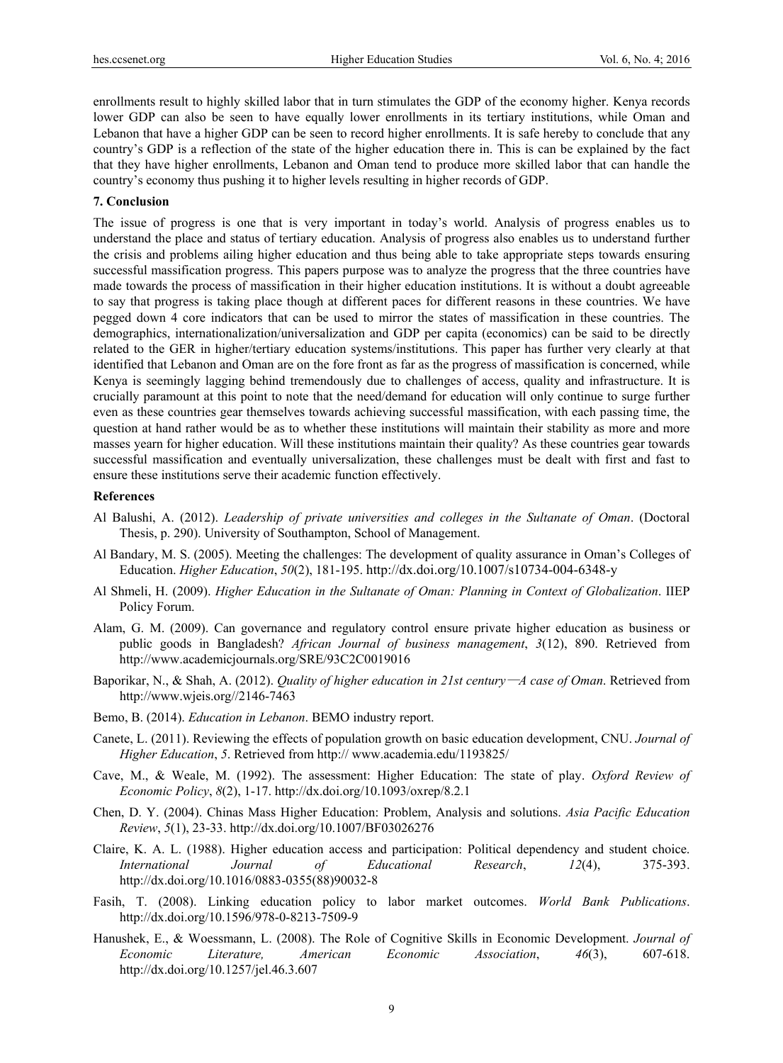enrollments result to highly skilled labor that in turn stimulates the GDP of the economy higher. Kenya records lower GDP can also be seen to have equally lower enrollments in its tertiary institutions, while Oman and Lebanon that have a higher GDP can be seen to record higher enrollments. It is safe hereby to conclude that any country's GDP is a reflection of the state of the higher education there in. This is can be explained by the fact that they have higher enrollments, Lebanon and Oman tend to produce more skilled labor that can handle the country's economy thus pushing it to higher levels resulting in higher records of GDP.

## 7. Conclusion

The issue of progress is one that is very important in today's world. Analysis of progress enables us to understand the place and status of tertiary education. Analysis of progress also enables us to understand further the crisis and problems ailing higher education and thus being able to take appropriate steps towards ensuring successful massification progress. This papers purpose was to analyze the progress that the three countries have made towards the process of massification in their higher education institutions. It is without a doubt agreeable to say that progress is taking place though at different paces for different reasons in these countries. We have pegged down 4 core indicators that can be used to mirror the states of massification in these countries. The demographics, internationalization/universalization and GDP per capita (economics) can be said to be directly related to the GER in higher/tertiary education systems/institutions. This paper has further very clearly at that identified that Lebanon and Oman are on the fore front as far as the progress of massification is concerned, while Kenya is seemingly lagging behind tremendously due to challenges of access, quality and infrastructure. It is crucially paramount at this point to note that the need/demand for education will only continue to surge further even as these countries gear themselves towards achieving successful massification, with each passing time, the question at hand rather would be as to whether these institutions will maintain their stability as more and more masses yearn for higher education. Will these institutions maintain their quality? As these countries gear towards successful massification and eventually universalization, these challenges must be dealt with first and fast to ensure these institutions serve their academic function effectively.

## References

Al Balushi, A. (2012). *Leadership of private universities and colleges in the Sultanate of Oman*. (Doctoral Thesis, p. 290). University of Southampton, School of Management.

Al Bandary, M. S. (2005). Meeting the challenges: The development of quality assurance in Oman's Colleges of Education. *Higher Education*, *50*(2), 181-195. http://dx.doi.org/10.1007/s10734-004-6348-y

Al Shmeli, H. (2009). *Higher Education in the Sultanate of Oman: Planning in Context of Globalization*. IIEP Policy Forum.

Alam, G. M. (2009). Can governance and regulatory control ensure private higher education as business or public goods in Bangladesh? *African Journal of business management*, *3*(12), 890. Retrieved from http://www.academicjournals.org/SRE/93C2C0019016

Baporikar, N., & Shah, A. (2012). *Quality of higher education in 21st century—A case of Oman*. Retrieved from http://www.wjeis.org//2146-7463

Bemo, B. (2014). *Education in Lebanon*. BEMO industry report.

Canete, L. (2011). Reviewing the effects of population growth on basic education development, CNU. *Journal of Higher Education*, *5*. Retrieved from http:// www.academia.edu/1193825/

Cave, M., & Weale, M. (1992). The assessment: Higher Education: The state of play. *Oxford Review of Economic Policy*, *8*(2), 1-17. http://dx.doi.org/10.1093/oxrep/8.2.1

Chen, D. Y. (2004). Chinas Mass Higher Education: Problem, Analysis and solutions. *Asia Pacific Education Review*, *5*(1), 23-33. http://dx.doi.org/10.1007/BF03026276

Claire, K. A. L. (1988). Higher education access and participation: Political dependency and student choice. *International Journal of Educational Research*, *12*(4), 375-393. http://dx.doi.org/10.1016/0883-0355(88)90032-8

Fasih, T. (2008). Linking education policy to labor market outcomes. *World Bank Publications*. http://dx.doi.org/10.1596/978-0-8213-7509-9

Hanushek, E., & Woessmann, L. (2008). The Role of Cognitive Skills in Economic Development. *Journal of Economic Literature, American Economic Association*, *46*(3), 607-618. http://dx.doi.org/10.1257/jel.46.3.607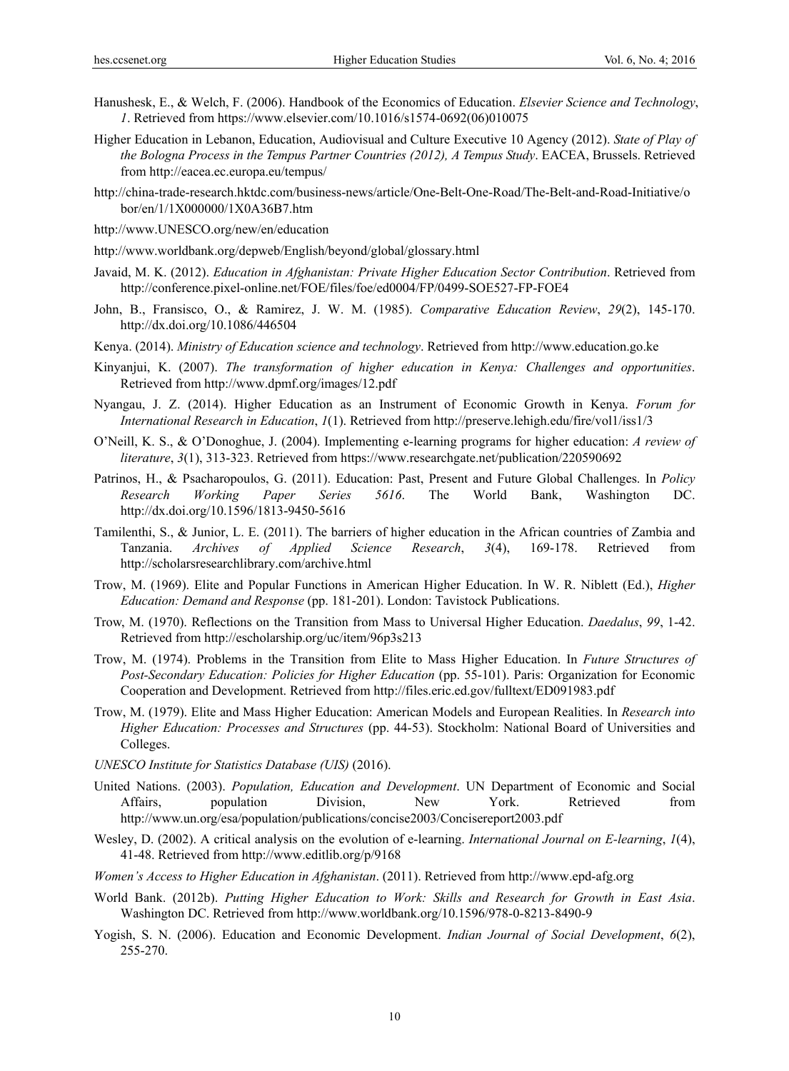Hanushesk, E., & Welch, F. (2006). Handbook of the Economics of Education. *Elsevier Science and Technology*, *1*. Retrieved from https://www.elsevier.com/10.1016/s1574-0692(06)010075

Higher Education in Lebanon, Education, Audiovisual and Culture Executive 10 Agency (2012). *State of Play of the Bologna Process in the Tempus Partner Countries (2012), A Tempus Study*. EACEA, Brussels. Retrieved from http://eacea.ec.europa.eu/tempus/

http://china-trade-research.hktdc.com/business-news/article/One-Belt-One-Road/The-Belt-and-Road-Initiative/obor/en/1/1X000000/1X0A36B7.htm

http://www.UNESCO.org/new/en/education

http://www.worldbank.org/depweb/English/beyond/global/glossary.html

Javaid, M. K. (2012). *Education in Afghanistan: Private Higher Education Sector Contribution*. Retrieved from http://conference.pixel-online.net/FOE/files/foe/ed0004/FP/0499-SOE527-FP-FOE4

John, B., Fransisco, O., & Ramirez, J. W. M. (1985). *Comparative Education Review*, *29*(2), 145-170. http://dx.doi.org/10.1086/446504

Kenya. (2014). *Ministry of Education science and technology*. Retrieved from http://www.education.go.ke

Kinyanjui, K. (2007). *The transformation of higher education in Kenya: Challenges and opportunities*. Retrieved from http://www.dpmf.org/images/12.pdf

Nyangau, J. Z. (2014). Higher Education as an Instrument of Economic Growth in Kenya. *Forum for International Research in Education*, *1*(1). Retrieved from http://preserve.lehigh.edu/fire/vol1/iss1/3

O'Neill, K. S., & O'Donoghue, J. (2004). Implementing e-learning programs for higher education: *A review of literature*, *3*(1), 313-323. Retrieved from https://www.researchgate.net/publication/220590692

Patrinos, H., & Psacharopoulos, G. (2011). Education: Past, Present and Future Global Challenges. In *Policy Research Working Paper Series 5616*. The World Bank, Washington DC. http://dx.doi.org/10.1596/1813-9450-5616

Tamilenthi, S., & Junior, L. E. (2011). The barriers of higher education in the African countries of Zambia and Tanzania. *Archives of Applied Science Research*, *3*(4), 169-178. Retrieved from http://scholarsresearchlibrary.com/archive.html

Trow, M. (1969). Elite and Popular Functions in American Higher Education. In W. R. Niblett (Ed.), *Higher Education: Demand and Response* (pp. 181-201). London: Tavistock Publications.

Trow, M. (1970). Reflections on the Transition from Mass to Universal Higher Education. *Daedalus*, *99*, 1-42. Retrieved from http://escholarship.org/uc/item/96p3s213

Trow, M. (1974). Problems in the Transition from Elite to Mass Higher Education. In *Future Structures of Post-Secondary Education: Policies for Higher Education* (pp. 55-101). Paris: Organization for Economic Cooperation and Development. Retrieved from http://files.eric.ed.gov/fulltext/ED091983.pdf

Trow, M. (1979). Elite and Mass Higher Education: American Models and European Realities. In *Research into Higher Education: Processes and Structures* (pp. 44-53). Stockholm: National Board of Universities and Colleges.

*UNESCO Institute for Statistics Database (UIS)* (2016).

United Nations. (2003). *Population, Education and Development*. UN Department of Economic and Social Affairs, population Division, New York. Retrieved from http://www.un.org/esa/population/publications/concise2003/Concisereport2003.pdf

Wesley, D. (2002). A critical analysis on the evolution of e-learning. *International Journal on E-learning*, *1*(4), 41-48. Retrieved from http://www.editlib.org/p/9168

*Women's Access to Higher Education in Afghanistan*. (2011). Retrieved from http://www.epd-afg.org

World Bank. (2012b). *Putting Higher Education to Work: Skills and Research for Growth in East Asia*. Washington DC. Retrieved from http://www.worldbank.org/10.1596/978-0-8213-8490-9

Yogish, S. N. (2006). Education and Economic Development. *Indian Journal of Social Development*, *6*(2), 255-270.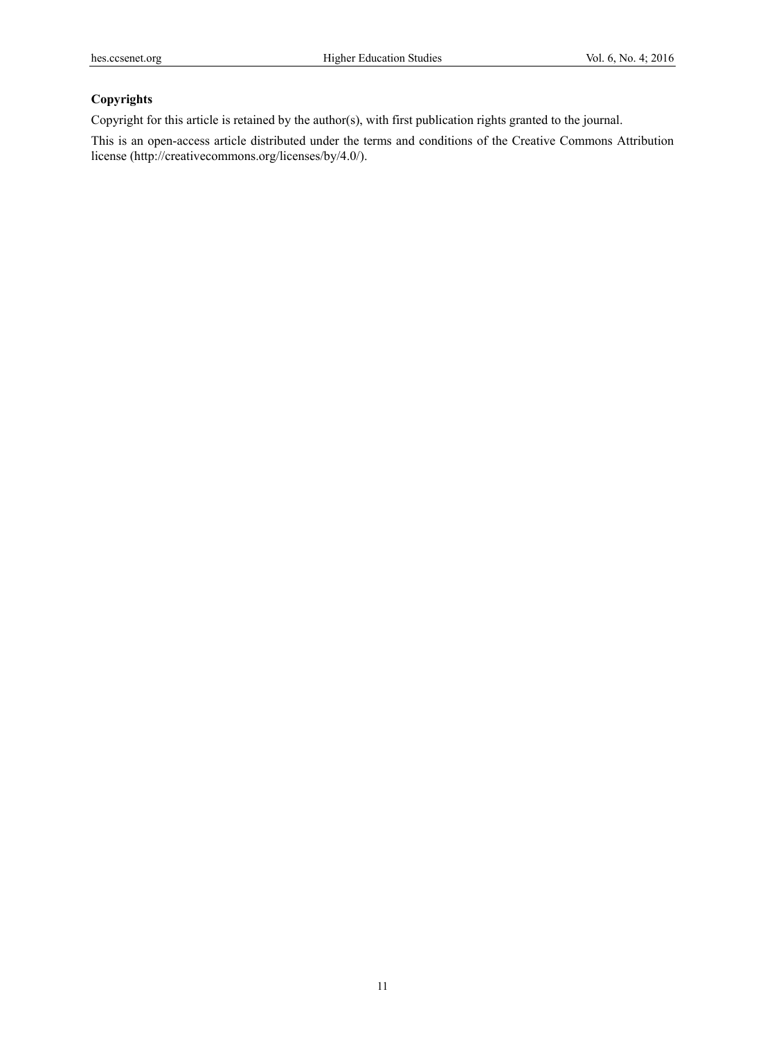**Copyrights**

Copyright for this article is retained by the author(s), with first publication rights granted to the journal.

This is an open-access article distributed under the terms and conditions of the Creative Commons Attribution license (http://creativecommons.org/licenses/by/4.0/).